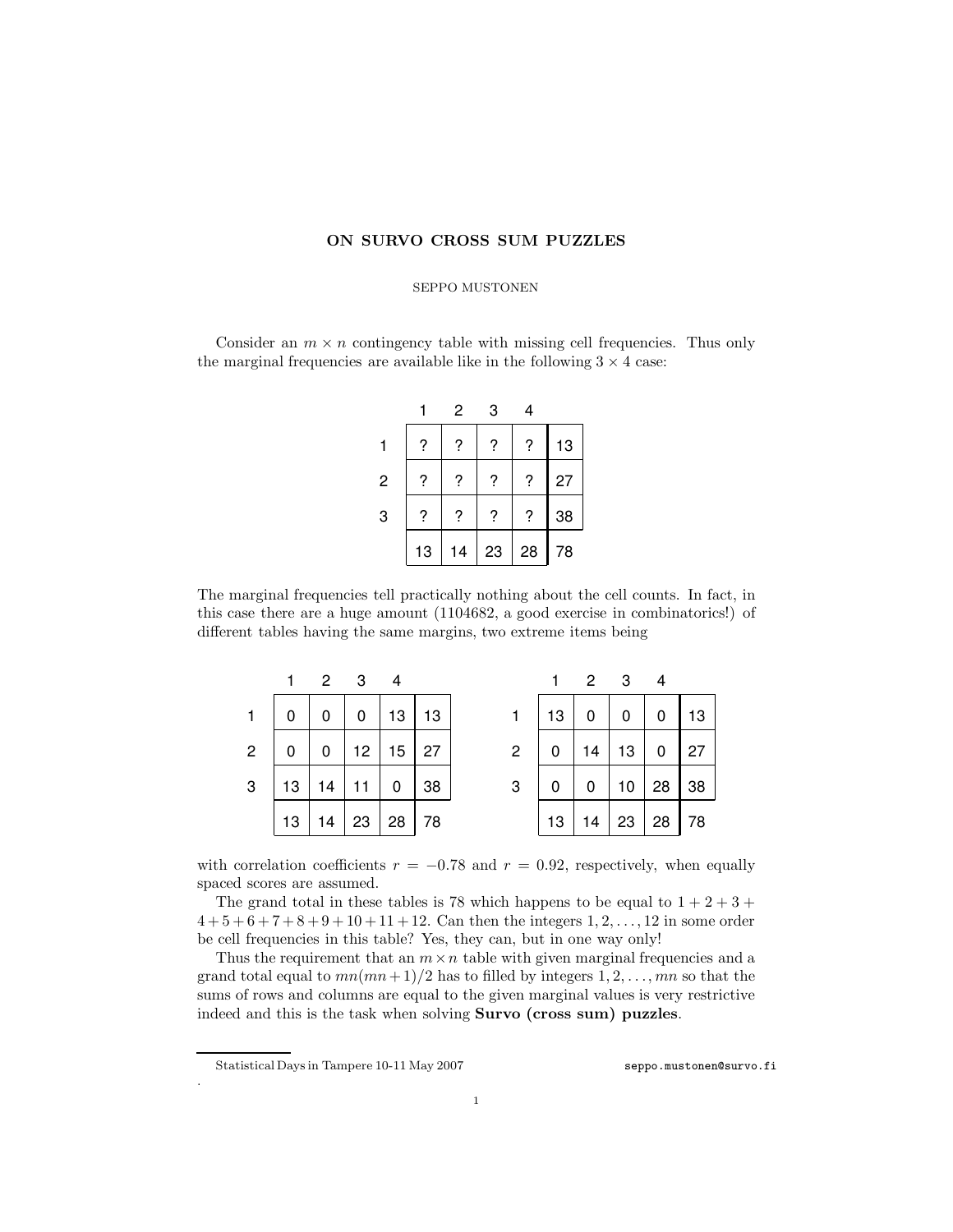# ON SURVO CROSS SUM PUZZLES

SEPPO MUSTONEN

Consider an $m \times n$ contingency table with missing cell frequencies. Thus only the marginal frequencies are available like in the following $3 \times 4$ case:

| | 1 | 2 | 3 | 4 | |
|---|---|---|---|---|---|
| 1 | ? | ? | ? | ? | 13 |
| 2 | ? | ? | ? | ? | 27 |
| 3 | ? | ? | ? | ? | 38 |
| | 13 | 14 | 23 | 28 | 78 |

The marginal frequencies tell practically nothing about the cell counts. In fact, in this case there are a huge amount (1104682, a good exercise in combinatorics!) of different tables having the same margins, two extreme items being

| | 1 | 2 | 3 | 4 | |
|---|---|---|---|---|---|
| 1 | 0 | 0 | 0 | 13 | 13 |
| 2 | 0 | 0 | 12 | 15 | 27 |
| 3 | 13 | 14 | 11 | 0 | 38 |
| | 13 | 14 | 23 | 28 | 78 |

| | 1 | 2 | 3 | 4 | |
|---|---|---|---|---|---|
| 1 | 13 | 0 | 0 | 0 | 13 |
| 2 | 0 | 14 | 13 | 0 | 27 |
| 3 | 0 | 0 | 10 | 28 | 38 |
| | 13 | 14 | 23 | 28 | 78 |

with correlation coefficients $r = -0.78$ and $r = 0.92$, respectively, when equally spaced scores are assumed.

The grand total in these tables is 78 which happens to be equal to $1 + 2 + 3 + 4 + 5 + 6 + 7 + 8 + 9 + 10 + 11 + 12$. Can then the integers $1, 2, \ldots, 12$ in some order be cell frequencies in this table? Yes, they can, but in one way only!

Thus the requirement that an $m \times n$ table with given marginal frequencies and a grand total equal to $mn(mn+1)/2$ has to filled by integers $1, 2, \ldots, mn$ so that the sums of rows and columns are equal to the given marginal values is very restrictive indeed and this is the task when solving **Survo (cross sum) puzzles**.

---

Statistical Days in Tampere 10-11 May 2007 seppo.mustonen@survo.fi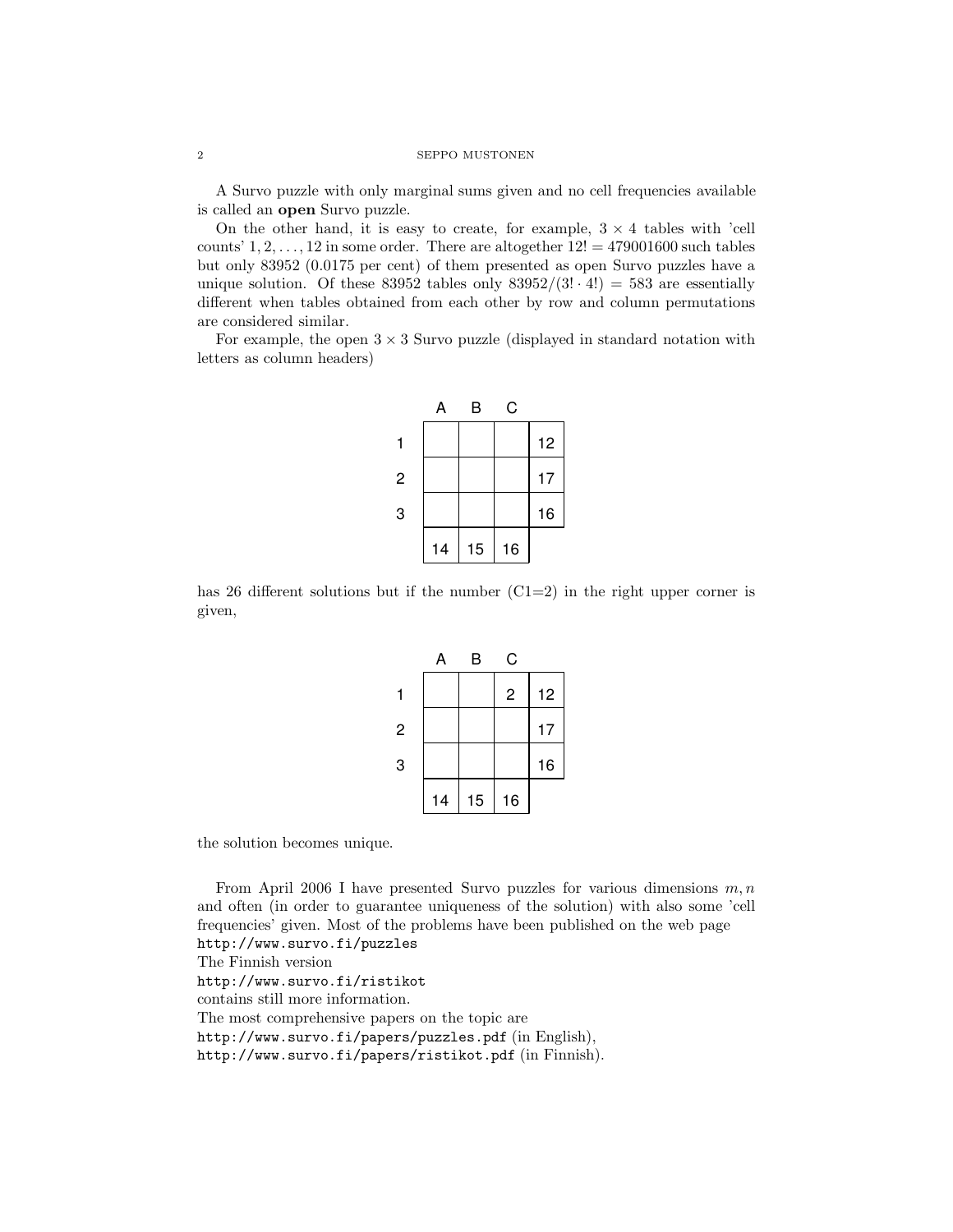A Survo puzzle with only marginal sums given and no cell frequencies available is called an **open** Survo puzzle.

On the other hand, it is easy to create, for example, $3 \times 4$ tables with 'cell counts' $1, 2, \ldots, 12$ in some order. There are altogether $12! = 479001600$ such tables but only 83952 (0.0175 per cent) of them presented as open Survo puzzles have a unique solution. Of these 83952 tables only $83952/(3! \cdot 4!) = 583$ are essentially different when tables obtained from each other by row and column permutations are considered similar.

For example, the open $3 \times 3$ Survo puzzle (displayed in standard notation with letters as column headers)

|   | A  | B  | C  |    |
|---|----|----|----|----|
| 1 |    |    |    | 12 |
| 2 |    |    |    | 17 |
| 3 |    |    |    | 16 |
|   | 14 | 15 | 16 |    |

has 26 different solutions but if the number (C1=2) in the right upper corner is given,

|   | A  | B  | C  |    |
|---|----|----|----|----|
| 1 |    |    | 2  | 12 |
| 2 |    |    |    | 17 |
| 3 |    |    |    | 16 |
|   | 14 | 15 | 16 |    |

the solution becomes unique.

From April 2006 I have presented Survo puzzles for various dimensions $m, n$ and often (in order to guarantee uniqueness of the solution) with also some 'cell frequencies' given. Most of the problems have been published on the web page
http://www.survo.fi/puzzles
The Finnish version
http://www.survo.fi/ristikot
contains still more information.
The most comprehensive papers on the topic are
http://www.survo.fi/papers/puzzles.pdf (in English),
http://www.survo.fi/papers/ristikot.pdf (in Finnish).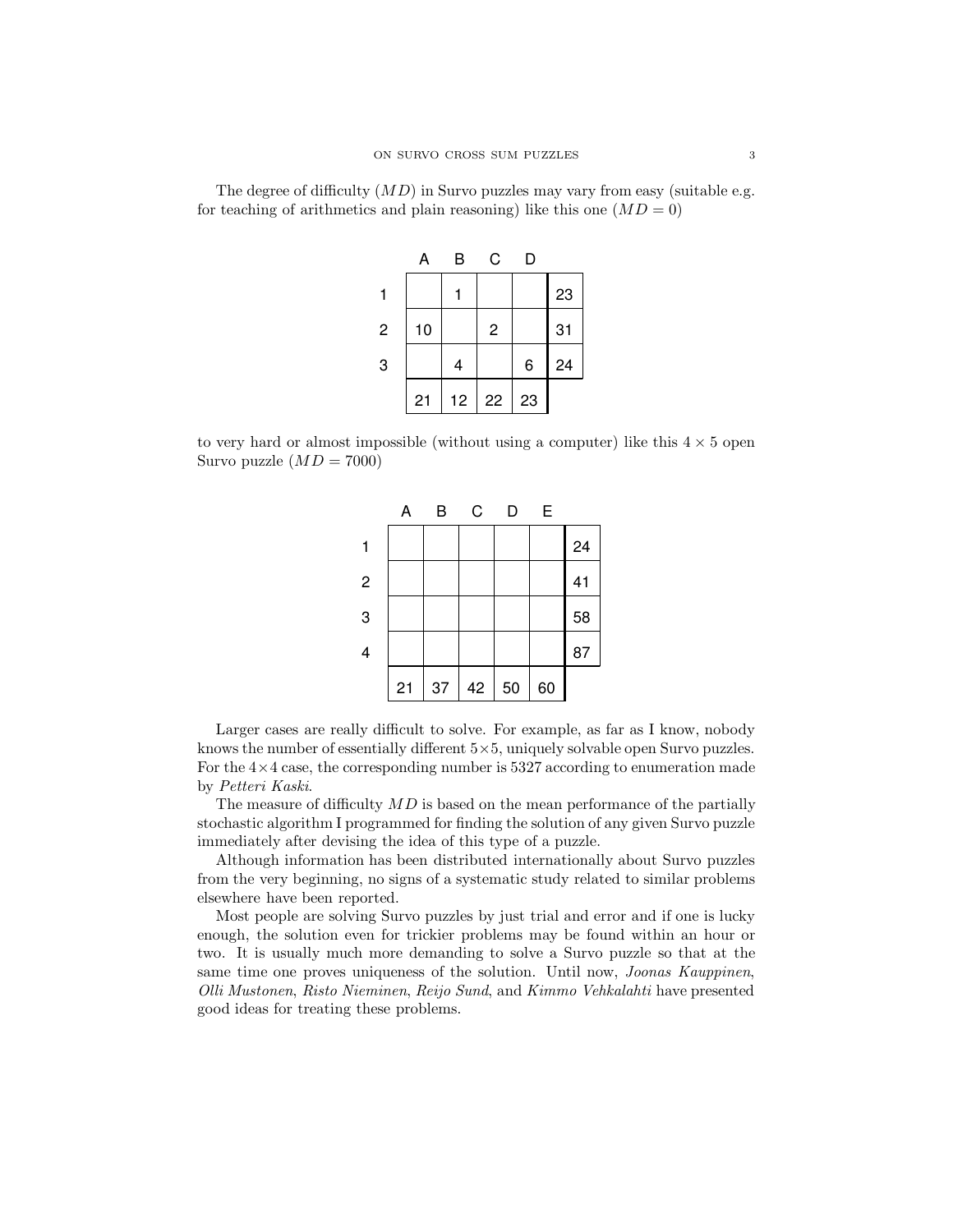The degree of difficulty ($MD$) in Survo puzzles may vary from easy (suitable e.g. for teaching of arithmetics and plain reasoning) like this one ($MD = 0$)

| | A | B | C | D | |
|---|---|---|---|---|---|
| 1 | | 1 | | | 23 |
| 2 | 10 | | 2 | | 31 |
| 3 | | 4 | | 6 | 24 |
| | 21 | 12 | 22 | 23 | |

to very hard or almost impossible (without using a computer) like this $4 \times 5$ open Survo puzzle ($MD = 7000$)

| | A | B | C | D | E | |
|---|---|---|---|---|---|---|
| 1 | | | | | | 24 |
| 2 | | | | | | 41 |
| 3 | | | | | | 58 |
| 4 | | | | | | 87 |
| | 21 | 37 | 42 | 50 | 60 | |

Larger cases are really difficult to solve. For example, as far as I know, nobody knows the number of essentially different $5 \times 5$, uniquely solvable open Survo puzzles. For the $4 \times 4$ case, the corresponding number is 5327 according to enumeration made by *Petteri Kaski*.

The measure of difficulty $MD$ is based on the mean performance of the partially stochastic algorithm I programmed for finding the solution of any given Survo puzzle immediately after devising the idea of this type of a puzzle.

Although information has been distributed internationally about Survo puzzles from the very beginning, no signs of a systematic study related to similar problems elsewhere have been reported.

Most people are solving Survo puzzles by just trial and error and if one is lucky enough, the solution even for trickier problems may be found within an hour or two. It is usually much more demanding to solve a Survo puzzle so that at the same time one proves uniqueness of the solution. Until now, *Joonas Kauppinen*, *Olli Mustonen*, *Risto Nieminen*, *Reijo Sund*, and *Kimmo Vehkalahti* have presented good ideas for treating these problems.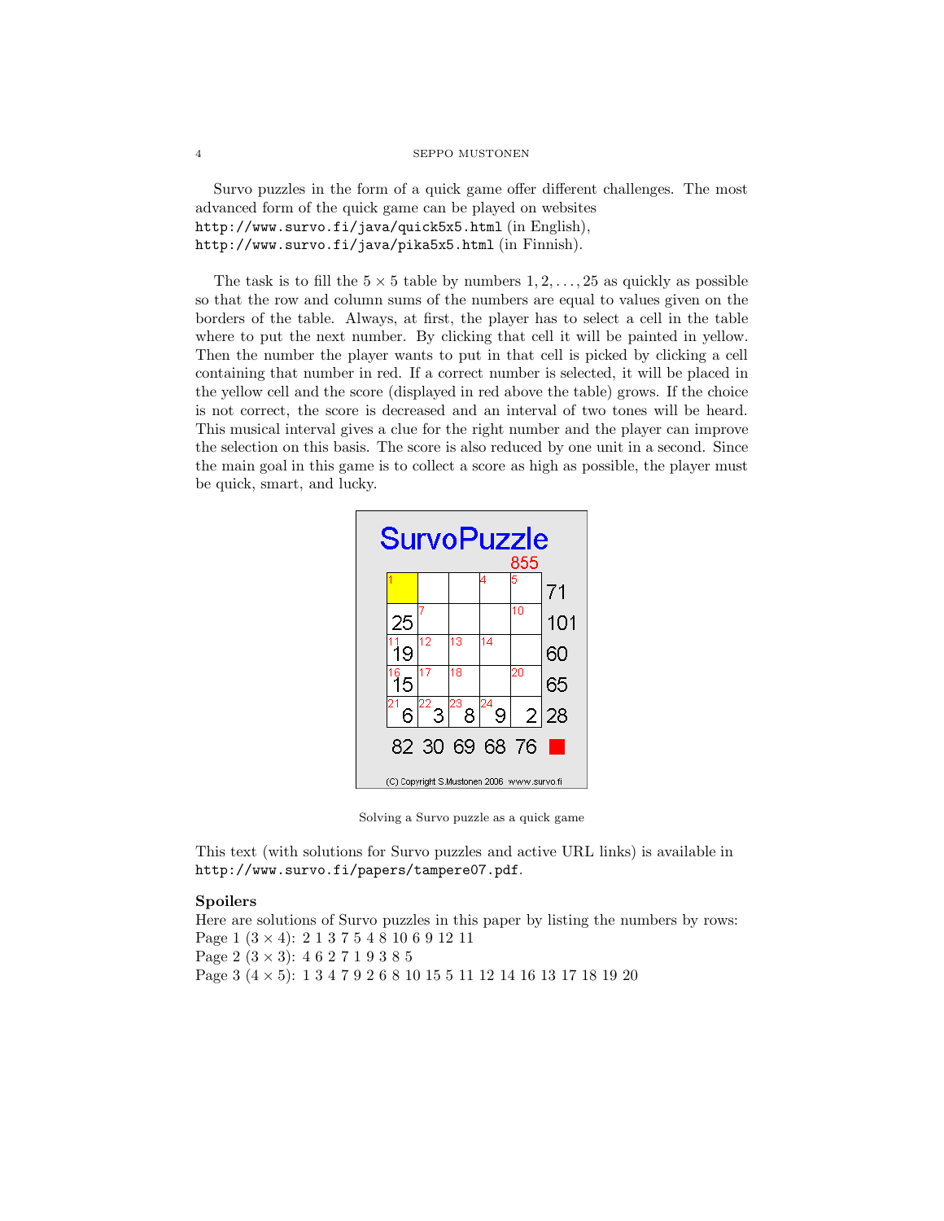Survo puzzles in the form of a quick game offer different challenges. The most advanced form of the quick game can be played on websites
`http://www.survo.fi/java/quick5x5.html` (in English),
`http://www.survo.fi/java/pika5x5.html` (in Finnish).

The task is to fill the $5 \times 5$ table by numbers $1, 2, \ldots, 25$ as quickly as possible so that the row and column sums of the numbers are equal to values given on the borders of the table. Always, at first, the player has to select a cell in the table where to put the next number. By clicking that cell it will be painted in yellow. Then the number the player wants to put in that cell is picked by clicking a cell containing that number in red. If a correct number is selected, it will be placed in the yellow cell and the score (displayed in red above the table) grows. If the choice is not correct, the score is decreased and an interval of two tones will be heard. This musical interval gives a clue for the right number and the player can improve the selection on this basis. The score is also reduced by one unit in a second. Since the main goal in this game is to collect a score as high as possible, the player must be quick, smart, and lucky.

SurvoPuzzle

855

| | | | | | |
|---|---|---|---|---|---|
| 1 | | | 4 | 5 | 71 |
| 25 | 7 | | | 10 | 101 |
| 11 19 | 12 | 13 | 14 | | 60 |
| 16 15 | 17 | 18 | | 20 | 65 |
| 21 6 | 22 3 | 23 8 | 24 9 | 2 | 28 |
| 82 | 30 | 69 | 68 | 76 | |

(C) Copyright S.Mustonen 2006 www.survo.fi

Solving a Survo puzzle as a quick game

This text (with solutions for Survo puzzles and active URL links) is available in `http://www.survo.fi/papers/tampere07.pdf`.

**Spoilers**

Here are solutions of Survo puzzles in this paper by listing the numbers by rows:
Page 1 ($3 \times 4$): 2 1 3 7 5 4 8 10 6 9 12 11
Page 2 ($3 \times 3$): 4 6 2 7 1 9 3 8 5
Page 3 ($4 \times 5$): 1 3 4 7 9 2 6 8 10 15 5 11 12 14 16 13 17 18 19 20